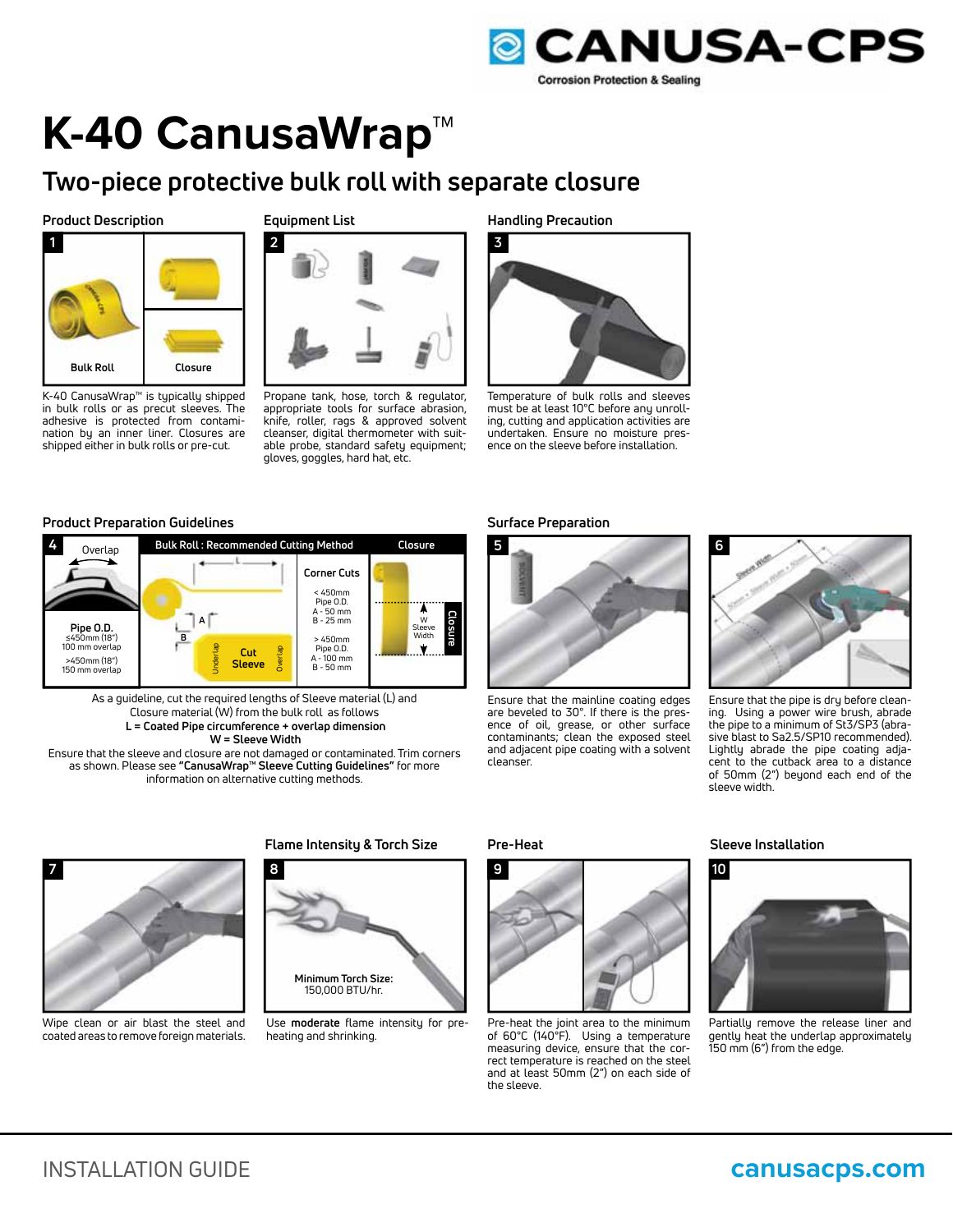# K-40 CanusaWrap™

## Two-piece protective bulk roll with separate closure

### Product Description

1

Bulk Roll

Closure

K-40 CanusaWrap™ is typically shipped in bulk rolls or as precut sleeves. The adhesive is protected from contamination by an inner liner. Closures are shipped either in bulk rolls or pre-cut.

### Equipment List

2

Propane tank, hose, torch & regulator, appropriate tools for surface abrasion, knife, roller, rags & approved solvent cleanser, digital thermometer with suitable probe, standard safety equipment; gloves, goggles, hard hat, etc.

### Handling Precaution

3

Temperature of bulk rolls and sleeves must be at least 10°C before any unrolling, cutting and application activities are undertaken. Ensure no moisture presence on the sleeve before installation.

### Product Preparation Guidelines

4

Overlap

**Pipe O.D.**
≤450mm (18") 100 mm overlap
>450mm (18") 150 mm overlap

**Bulk Roll : Recommended Cutting Method**

L

A

B

Underlap | Cut Sleeve | Overlap

**Corner Cuts**

< 450mm Pipe O.D.
A - 50 mm
B - 25 mm

> 450mm Pipe O.D.
A - 100 mm
B - 50 mm

**Closure**

W Sleeve Width

Closure

As a guideline, cut the required lengths of Sleeve material (L) and Closure material (W) from the bulk roll as follows
**L = Coated Pipe circumference + overlap dimension**
**W = Sleeve Width**

Ensure that the sleeve and closure are not damaged or contaminated. Trim corners as shown. Please see **"CanusaWrap™ Sleeve Cutting Guidelines"** for more information on alternative cutting methods.

### Surface Preparation

5

Ensure that the mainline coating edges are beveled to 30°. If there is the presence of oil, grease, or other surface contaminants; clean the exposed steel and adjacent pipe coating with a solvent cleanser.

6

Ensure that the pipe is dry before cleaning. Using a power wire brush, abrade the pipe to a minimum of St3/SP3 (abrasive blast to Sa2.5/SP10 recommended). Lightly abrade the pipe coating adjacent to the cutback area to a distance of 50mm (2") beyond each end of the sleeve width.

7

Wipe clean or air blast the steel and coated areas to remove foreign materials.

### Flame Intensity & Torch Size

8

**Minimum Torch Size:**
150,000 BTU/hr.

Use **moderate** flame intensity for preheating and shrinking.

### Pre-Heat

9

Pre-heat the joint area to the minimum of 60°C (140°F). Using a temperature measuring device, ensure that the correct temperature is reached on the steel and at least 50mm (2") on each side of the sleeve.

### Sleeve Installation

10

Partially remove the release liner and gently heat the underlap approximately 150 mm (6") from the edge.

INSTALLATION GUIDE

canusacps.com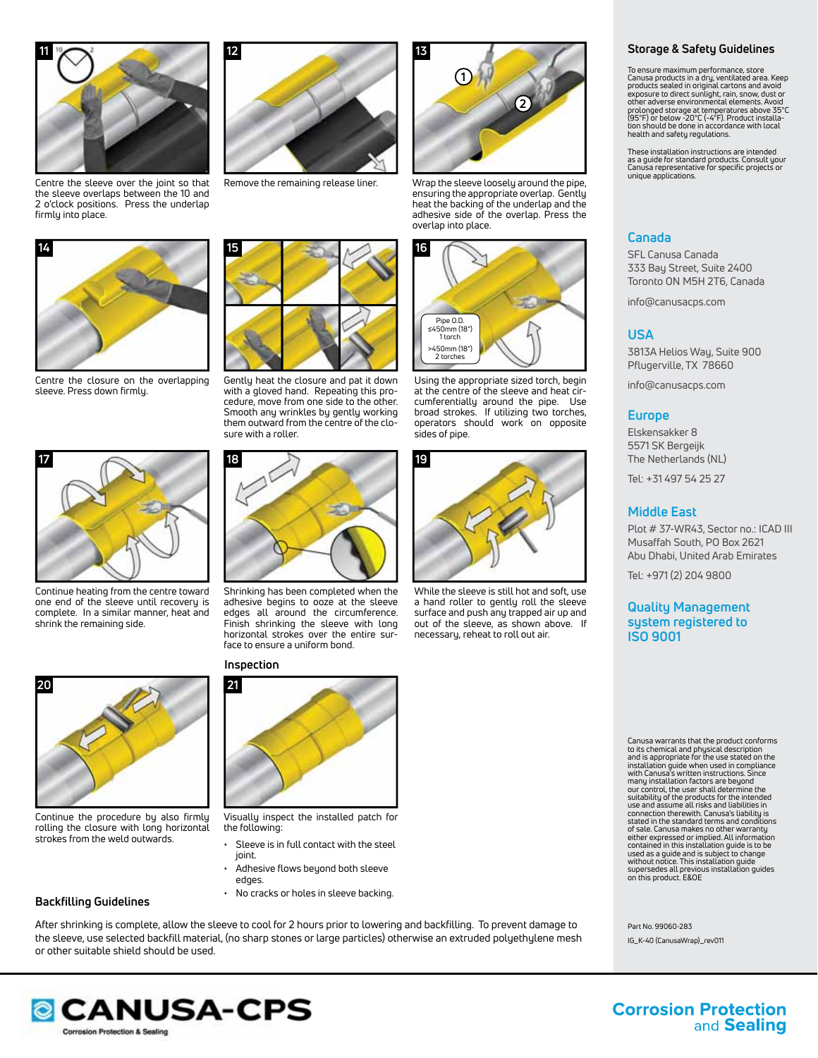11

Centre the sleeve over the joint so that the sleeve overlaps between the 10 and 2 o'clock positions. Press the underlap firmly into place.

12

Remove the remaining release liner.

13

Wrap the sleeve loosely around the pipe, ensuring the appropriate overlap. Gently heat the backing of the underlap and the adhesive side of the overlap. Press the overlap into place.

14

Centre the closure on the overlapping sleeve. Press down firmly.

15

Gently heat the closure and pat it down with a gloved hand. Repeating this procedure, move from one side to the other. Smooth any wrinkles by gently working them outward from the centre of the closure with a roller.

16

Pipe O.D. ≤450mm (18") 1 torch
>450mm (18") 2 torches

Using the appropriate sized torch, begin at the centre of the sleeve and heat circumferentially around the pipe. Use broad strokes. If utilizing two torches, operators should work on opposite sides of pipe.

17

Continue heating from the centre toward one end of the sleeve until recovery is complete. In a similar manner, heat and shrink the remaining side.

18

Shrinking has been completed when the adhesive begins to ooze at the sleeve edges all around the circumference. Finish shrinking the sleeve with long horizontal strokes over the entire surface to ensure a uniform bond.

19

While the sleeve is still hot and soft, use a hand roller to gently roll the sleeve surface and push any trapped air up and out of the sleeve, as shown above. If necessary, reheat to roll out air.

20

Continue the procedure by also firmly rolling the closure with long horizontal strokes from the weld outwards.

## Inspection

21

Visually inspect the installed patch for the following:

- Sleeve is in full contact with the steel joint.
- Adhesive flows beyond both sleeve edges.
- No cracks or holes in sleeve backing.

## Backfilling Guidelines

After shrinking is complete, allow the sleeve to cool for 2 hours prior to lowering and backfilling. To prevent damage to the sleeve, use selected backfill material, (no sharp stones or large particles) otherwise an extruded polyethylene mesh or other suitable shield should be used.

## Storage & Safety Guidelines

To ensure maximum performance, store Canusa products in a dry, ventilated area. Keep products sealed in original cartons and avoid exposure to direct sunlight, rain, snow, dust or other adverse environmental elements. Avoid prolonged storage at temperatures above 35°C (95°F) or below -20°C (-4°F). Product installation should be done in accordance with local health and safety regulations.

These installation instructions are intended as a guide for standard products. Consult your Canusa representative for specific projects or unique applications.

### Canada

SFL Canusa Canada
333 Bay Street, Suite 2400
Toronto ON M5H 2T6, Canada

info@canusacps.com

### USA

3813A Helios Way, Suite 900
Pflugerville, TX 78660

info@canusacps.com

### Europe

Elskensakker 8
5571 SK Bergeijk
The Netherlands (NL)

Tel: +31 497 54 25 27

### Middle East

Plot # 37-WR43, Sector no.: ICAD III
Musaffah South, PO Box 2621
Abu Dhabi, United Arab Emirates

Tel: +971 (2) 204 9800

### Quality Management system registered to ISO 9001

Canusa warrants that the product conforms to its chemical and physical description and is appropriate for the use stated on the installation guide when used in compliance with Canusa's written instructions. Since many installation factors are beyond our control, the user shall determine the suitability of the products for the intended use and assume all risks and liabilities in connection therewith. Canusa's liability is stated in the standard terms and conditions of sale. Canusa makes no other warranty either expressed or implied. All information contained in this installation guide is to be used as a guide and is subject to change without notice. This installation guide supersedes all previous installation guides on this product. E&OE

Part No. 99060-283

IG_K-40 (CanusaWrap)_rev011

CANUSA-CPS
Corrosion Protection & Sealing

Corrosion Protection and Sealing